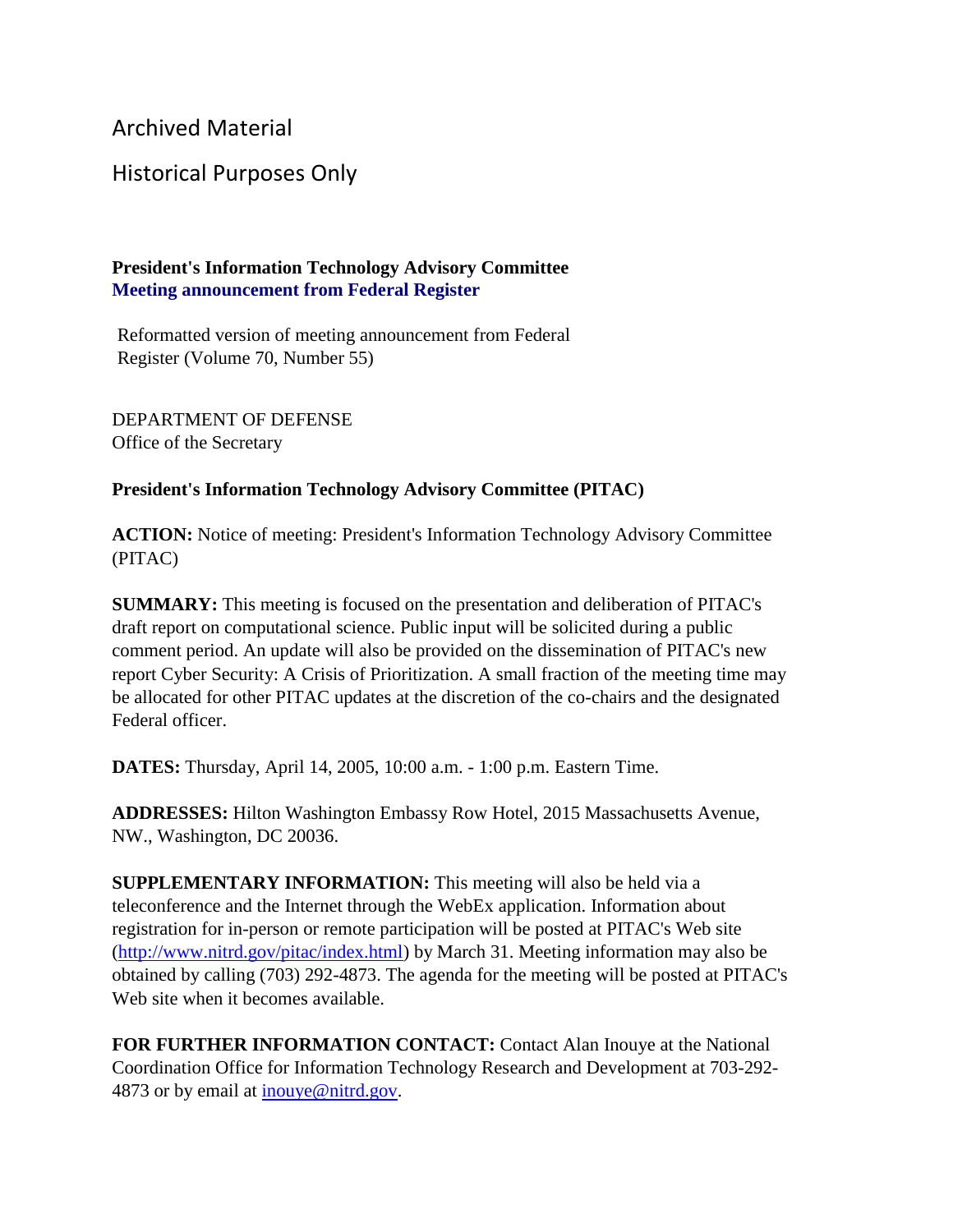Archived Material

Historical Purposes Only

**President's Information Technology Advisory Committee**
**Meeting announcement from Federal Register**

Reformatted version of meeting announcement from Federal Register (Volume 70, Number 55)

DEPARTMENT OF DEFENSE
Office of the Secretary

**President's Information Technology Advisory Committee (PITAC)**

**ACTION:** Notice of meeting: President's Information Technology Advisory Committee (PITAC)

**SUMMARY:** This meeting is focused on the presentation and deliberation of PITAC's draft report on computational science. Public input will be solicited during a public comment period. An update will also be provided on the dissemination of PITAC's new report Cyber Security: A Crisis of Prioritization. A small fraction of the meeting time may be allocated for other PITAC updates at the discretion of the co-chairs and the designated Federal officer.

**DATES:** Thursday, April 14, 2005, 10:00 a.m. - 1:00 p.m. Eastern Time.

**ADDRESSES:** Hilton Washington Embassy Row Hotel, 2015 Massachusetts Avenue, NW., Washington, DC 20036.

**SUPPLEMENTARY INFORMATION:** This meeting will also be held via a teleconference and the Internet through the WebEx application. Information about registration for in-person or remote participation will be posted at PITAC's Web site (http://www.nitrd.gov/pitac/index.html) by March 31. Meeting information may also be obtained by calling (703) 292-4873. The agenda for the meeting will be posted at PITAC's Web site when it becomes available.

**FOR FURTHER INFORMATION CONTACT:** Contact Alan Inouye at the National Coordination Office for Information Technology Research and Development at 703-292-4873 or by email at inouye@nitrd.gov.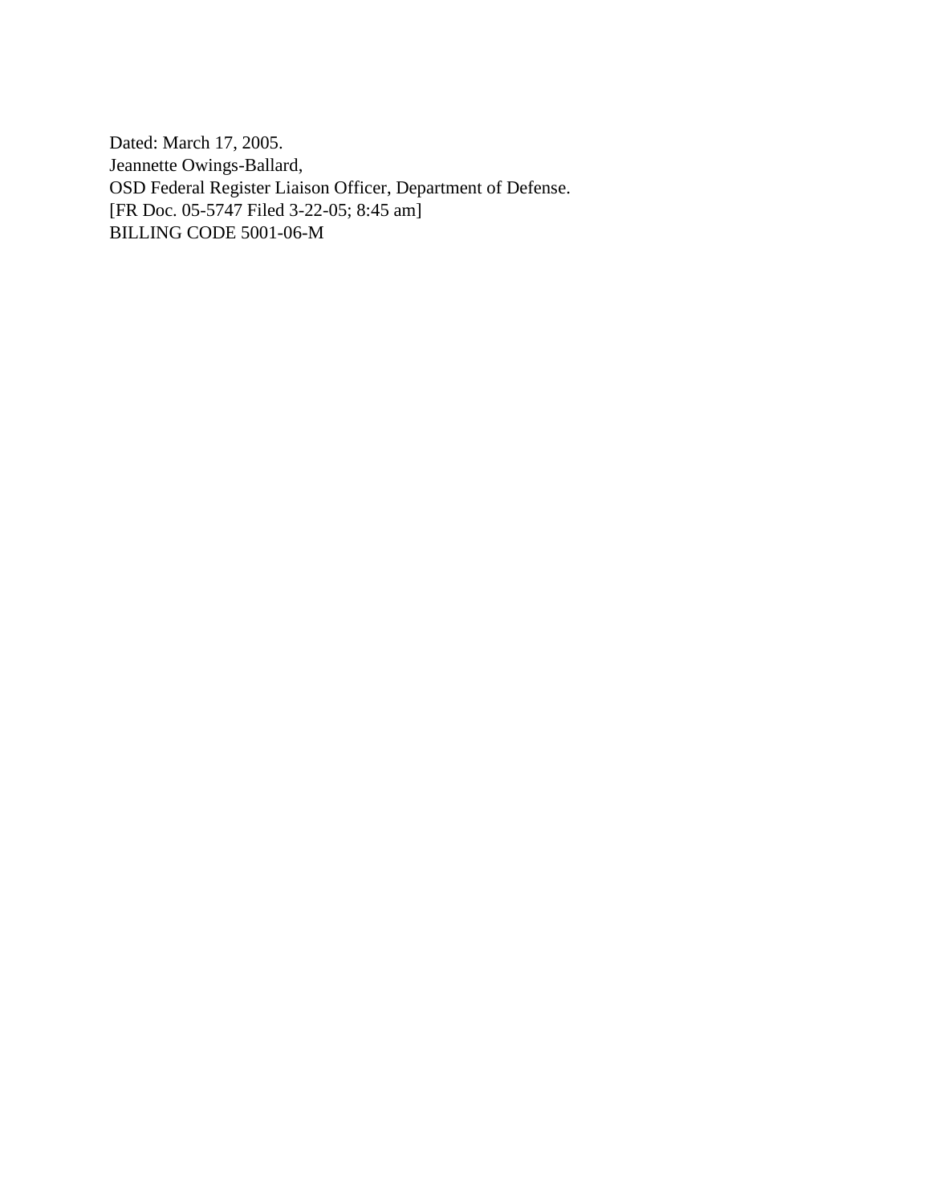Dated: March 17, 2005.
Jeannette Owings-Ballard,
OSD Federal Register Liaison Officer, Department of Defense.
[FR Doc. 05-5747 Filed 3-22-05; 8:45 am]
BILLING CODE 5001-06-M